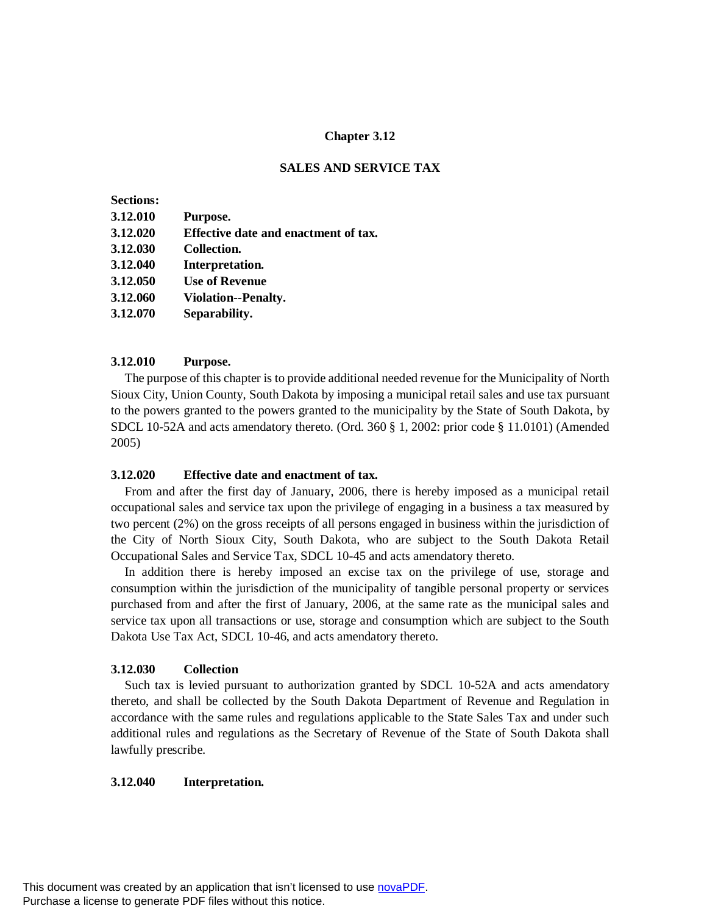# Chapter 3.12

## SALES AND SERVICE TAX

**Sections:**

**3.12.010 Purpose.**
**3.12.020 Effective date and enactment of tax.**
**3.12.030 Collection.**
**3.12.040 Interpretation.**
**3.12.050 Use of Revenue**
**3.12.060 Violation--Penalty.**
**3.12.070 Separability.**

### 3.12.010 Purpose.

The purpose of this chapter is to provide additional needed revenue for the Municipality of North Sioux City, Union County, South Dakota by imposing a municipal retail sales and use tax pursuant to the powers granted to the powers granted to the municipality by the State of South Dakota, by SDCL 10-52A and acts amendatory thereto. (Ord. 360 § 1, 2002: prior code § 11.0101) (Amended 2005)

### 3.12.020 Effective date and enactment of tax.

From and after the first day of January, 2006, there is hereby imposed as a municipal retail occupational sales and service tax upon the privilege of engaging in a business a tax measured by two percent (2%) on the gross receipts of all persons engaged in business within the jurisdiction of the City of North Sioux City, South Dakota, who are subject to the South Dakota Retail Occupational Sales and Service Tax, SDCL 10-45 and acts amendatory thereto.

In addition there is hereby imposed an excise tax on the privilege of use, storage and consumption within the jurisdiction of the municipality of tangible personal property or services purchased from and after the first of January, 2006, at the same rate as the municipal sales and service tax upon all transactions or use, storage and consumption which are subject to the South Dakota Use Tax Act, SDCL 10-46, and acts amendatory thereto.

### 3.12.030 Collection

Such tax is levied pursuant to authorization granted by SDCL 10-52A and acts amendatory thereto, and shall be collected by the South Dakota Department of Revenue and Regulation in accordance with the same rules and regulations applicable to the State Sales Tax and under such additional rules and regulations as the Secretary of Revenue of the State of South Dakota shall lawfully prescribe.

### 3.12.040 Interpretation.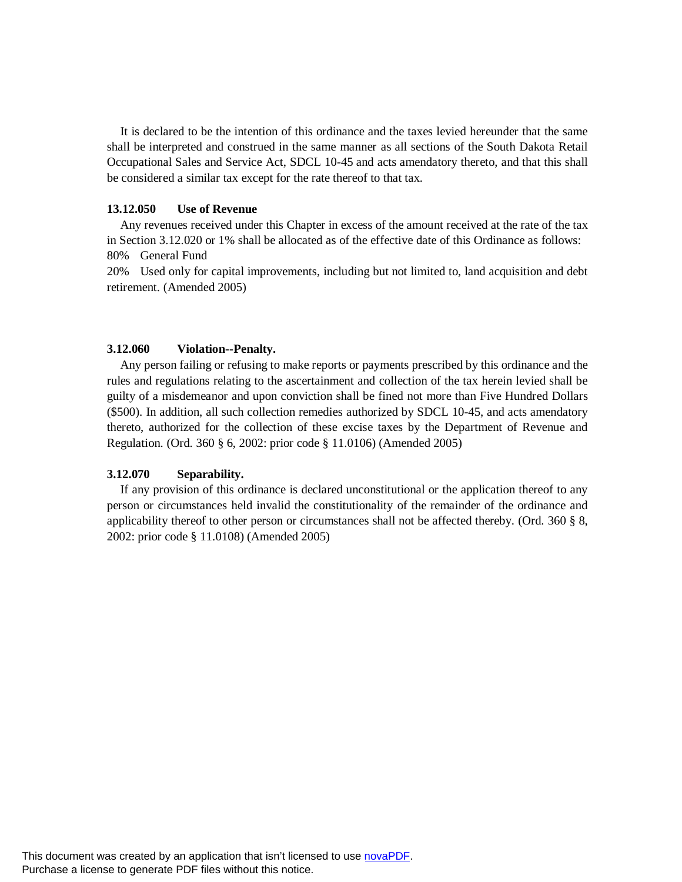It is declared to be the intention of this ordinance and the taxes levied hereunder that the same shall be interpreted and construed in the same manner as all sections of the South Dakota Retail Occupational Sales and Service Act, SDCL 10-45 and acts amendatory thereto, and that this shall be considered a similar tax except for the rate thereof to that tax.

**13.12.050 Use of Revenue**

Any revenues received under this Chapter in excess of the amount received at the rate of the tax in Section 3.12.020 or 1% shall be allocated as of the effective date of this Ordinance as follows:
80% General Fund
20% Used only for capital improvements, including but not limited to, land acquisition and debt retirement. (Amended 2005)

**3.12.060 Violation--Penalty.**

Any person failing or refusing to make reports or payments prescribed by this ordinance and the rules and regulations relating to the ascertainment and collection of the tax herein levied shall be guilty of a misdemeanor and upon conviction shall be fined not more than Five Hundred Dollars ($500). In addition, all such collection remedies authorized by SDCL 10-45, and acts amendatory thereto, authorized for the collection of these excise taxes by the Department of Revenue and Regulation. (Ord. 360 § 6, 2002: prior code § 11.0106) (Amended 2005)

**3.12.070 Separability.**

If any provision of this ordinance is declared unconstitutional or the application thereof to any person or circumstances held invalid the constitutionality of the remainder of the ordinance and applicability thereof to other person or circumstances shall not be affected thereby. (Ord. 360 § 8, 2002: prior code § 11.0108) (Amended 2005)